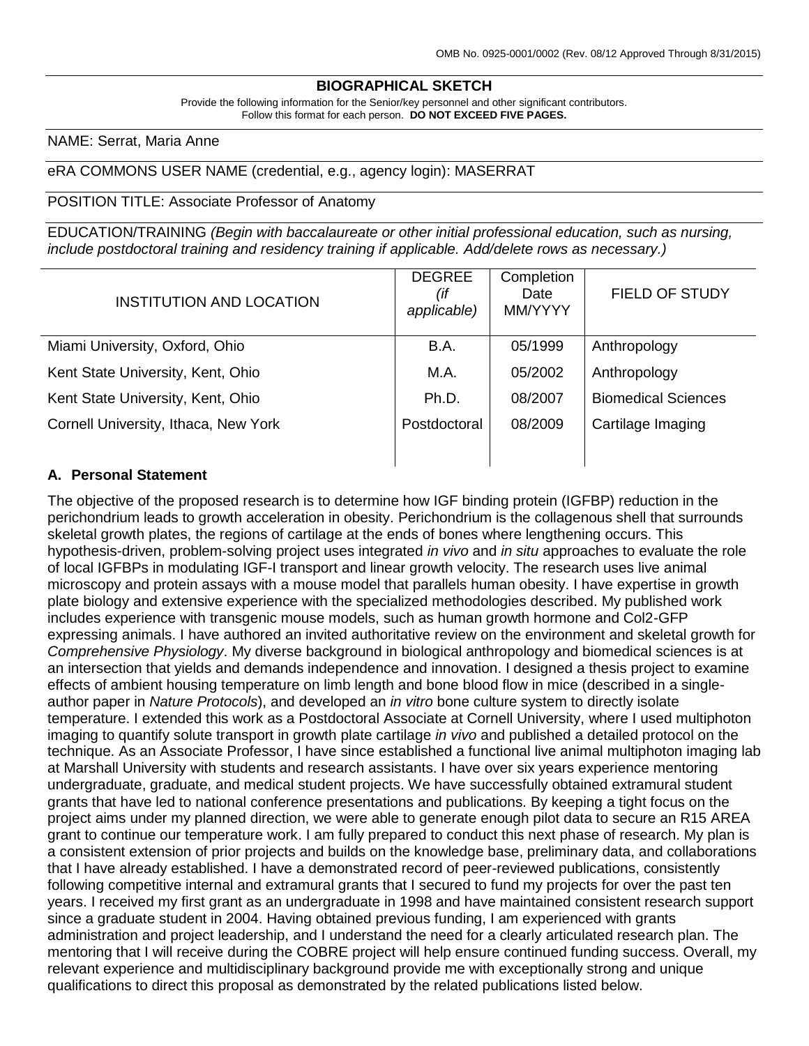OMB No. 0925-0001/0002 (Rev. 08/12 Approved Through 8/31/2015)

## BIOGRAPHICAL SKETCH

Provide the following information for the Senior/key personnel and other significant contributors.
Follow this format for each person. **DO NOT EXCEED FIVE PAGES.**

NAME: Serrat, Maria Anne

eRA COMMONS USER NAME (credential, e.g., agency login): MASERRAT

POSITION TITLE: Associate Professor of Anatomy

EDUCATION/TRAINING *(Begin with baccalaureate or other initial professional education, such as nursing, include postdoctoral training and residency training if applicable. Add/delete rows as necessary.)*

| INSTITUTION AND LOCATION | DEGREE *(if applicable)* | Completion Date MM/YYYY | FIELD OF STUDY |
|---|---|---|---|
| Miami University, Oxford, Ohio | B.A. | 05/1999 | Anthropology |
| Kent State University, Kent, Ohio | M.A. | 05/2002 | Anthropology |
| Kent State University, Kent, Ohio | Ph.D. | 08/2007 | Biomedical Sciences |
| Cornell University, Ithaca, New York | Postdoctoral | 08/2009 | Cartilage Imaging |

### A. Personal Statement

The objective of the proposed research is to determine how IGF binding protein (IGFBP) reduction in the perichondrium leads to growth acceleration in obesity. Perichondrium is the collagenous shell that surrounds skeletal growth plates, the regions of cartilage at the ends of bones where lengthening occurs. This hypothesis-driven, problem-solving project uses integrated *in vivo* and *in situ* approaches to evaluate the role of local IGFBPs in modulating IGF-I transport and linear growth velocity. The research uses live animal microscopy and protein assays with a mouse model that parallels human obesity. I have expertise in growth plate biology and extensive experience with the specialized methodologies described. My published work includes experience with transgenic mouse models, such as human growth hormone and Col2-GFP expressing animals. I have authored an invited authoritative review on the environment and skeletal growth for *Comprehensive Physiology*. My diverse background in biological anthropology and biomedical sciences is at an intersection that yields and demands independence and innovation. I designed a thesis project to examine effects of ambient housing temperature on limb length and bone blood flow in mice (described in a single-author paper in *Nature Protocols*), and developed an *in vitro* bone culture system to directly isolate temperature. I extended this work as a Postdoctoral Associate at Cornell University, where I used multiphoton imaging to quantify solute transport in growth plate cartilage *in vivo* and published a detailed protocol on the technique. As an Associate Professor, I have since established a functional live animal multiphoton imaging lab at Marshall University with students and research assistants. I have over six years experience mentoring undergraduate, graduate, and medical student projects. We have successfully obtained extramural student grants that have led to national conference presentations and publications. By keeping a tight focus on the project aims under my planned direction, we were able to generate enough pilot data to secure an R15 AREA grant to continue our temperature work. I am fully prepared to conduct this next phase of research. My plan is a consistent extension of prior projects and builds on the knowledge base, preliminary data, and collaborations that I have already established. I have a demonstrated record of peer-reviewed publications, consistently following competitive internal and extramural grants that I secured to fund my projects for over the past ten years. I received my first grant as an undergraduate in 1998 and have maintained consistent research support since a graduate student in 2004. Having obtained previous funding, I am experienced with grants administration and project leadership, and I understand the need for a clearly articulated research plan. The mentoring that I will receive during the COBRE project will help ensure continued funding success. Overall, my relevant experience and multidisciplinary background provide me with exceptionally strong and unique qualifications to direct this proposal as demonstrated by the related publications listed below.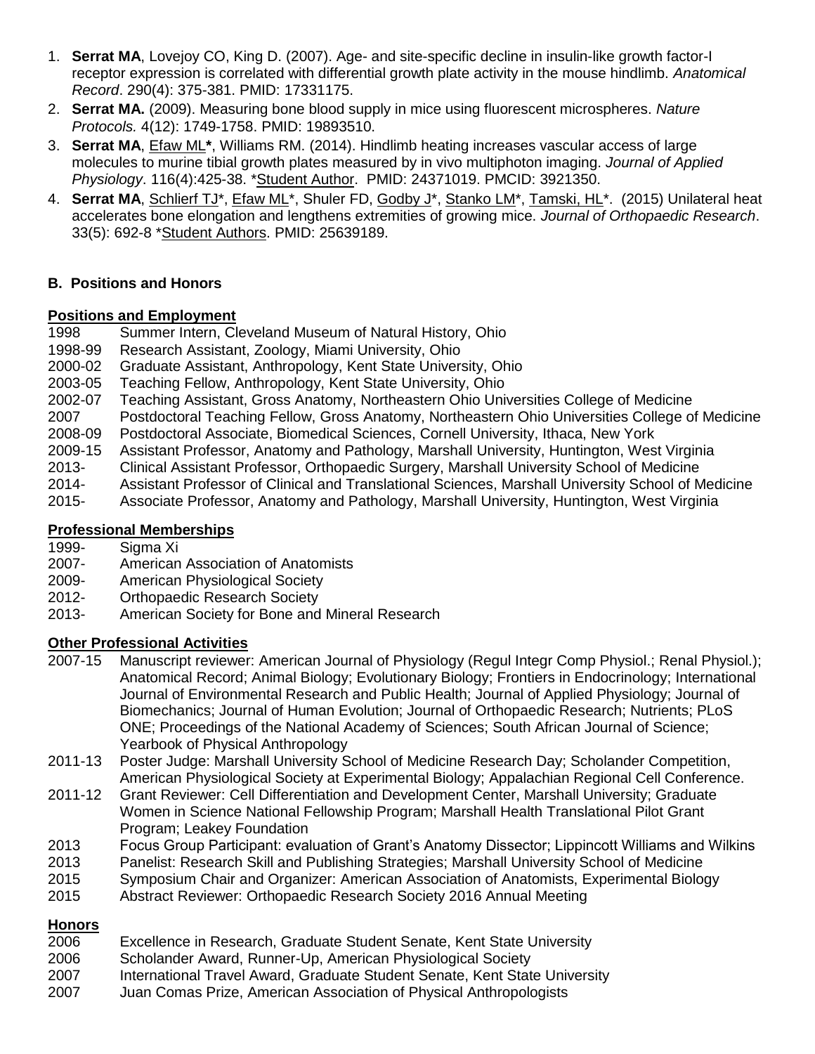1. **Serrat MA**, Lovejoy CO, King D. (2007). Age- and site-specific decline in insulin-like growth factor-I receptor expression is correlated with differential growth plate activity in the mouse hindlimb. *Anatomical Record*. 290(4): 375-381. PMID: 17331175.
2. **Serrat MA.** (2009). Measuring bone blood supply in mice using fluorescent microspheres. *Nature Protocols.* 4(12): 1749-1758. PMID: 19893510.
3. **Serrat MA**, Efaw ML**\***, Williams RM. (2014). Hindlimb heating increases vascular access of large molecules to murine tibial growth plates measured by in vivo multiphoton imaging. *Journal of Applied Physiology*. 116(4):425-38. \*Student Author. PMID: 24371019. PMCID: 3921350.
4. **Serrat MA**, Schlierf TJ\*, Efaw ML\*, Shuler FD, Godby J\*, Stanko LM\*, Tamski, HL\*. (2015) Unilateral heat accelerates bone elongation and lengthens extremities of growing mice. *Journal of Orthopaedic Research*. 33(5): 692-8 \*Student Authors. PMID: 25639189.

### B. Positions and Honors

#### Positions and Employment

- 1998 Summer Intern, Cleveland Museum of Natural History, Ohio
- 1998-99 Research Assistant, Zoology, Miami University, Ohio
- 2000-02 Graduate Assistant, Anthropology, Kent State University, Ohio
- 2003-05 Teaching Fellow, Anthropology, Kent State University, Ohio
- 2002-07 Teaching Assistant, Gross Anatomy, Northeastern Ohio Universities College of Medicine
- 2007 Postdoctoral Teaching Fellow, Gross Anatomy, Northeastern Ohio Universities College of Medicine
- 2008-09 Postdoctoral Associate, Biomedical Sciences, Cornell University, Ithaca, New York
- 2009-15 Assistant Professor, Anatomy and Pathology, Marshall University, Huntington, West Virginia
- 2013- Clinical Assistant Professor, Orthopaedic Surgery, Marshall University School of Medicine
- 2014- Assistant Professor of Clinical and Translational Sciences, Marshall University School of Medicine
- 2015- Associate Professor, Anatomy and Pathology, Marshall University, Huntington, West Virginia

#### Professional Memberships

- 1999- Sigma Xi
- 2007- American Association of Anatomists
- 2009- American Physiological Society
- 2012- Orthopaedic Research Society
- 2013- American Society for Bone and Mineral Research

#### Other Professional Activities

- 2007-15 Manuscript reviewer: American Journal of Physiology (Regul Integr Comp Physiol.; Renal Physiol.); Anatomical Record; Animal Biology; Evolutionary Biology; Frontiers in Endocrinology; International Journal of Environmental Research and Public Health; Journal of Applied Physiology; Journal of Biomechanics; Journal of Human Evolution; Journal of Orthopaedic Research; Nutrients; PLoS ONE; Proceedings of the National Academy of Sciences; South African Journal of Science; Yearbook of Physical Anthropology
- 2011-13 Poster Judge: Marshall University School of Medicine Research Day; Scholander Competition, American Physiological Society at Experimental Biology; Appalachian Regional Cell Conference.
- 2011-12 Grant Reviewer: Cell Differentiation and Development Center, Marshall University; Graduate Women in Science National Fellowship Program; Marshall Health Translational Pilot Grant Program; Leakey Foundation
- 2013 Focus Group Participant: evaluation of Grant's Anatomy Dissector; Lippincott Williams and Wilkins
- 2013 Panelist: Research Skill and Publishing Strategies; Marshall University School of Medicine
- 2015 Symposium Chair and Organizer: American Association of Anatomists, Experimental Biology
- 2015 Abstract Reviewer: Orthopaedic Research Society 2016 Annual Meeting

#### Honors

- 2006 Excellence in Research, Graduate Student Senate, Kent State University
- 2006 Scholander Award, Runner-Up, American Physiological Society
- 2007 International Travel Award, Graduate Student Senate, Kent State University
- 2007 Juan Comas Prize, American Association of Physical Anthropologists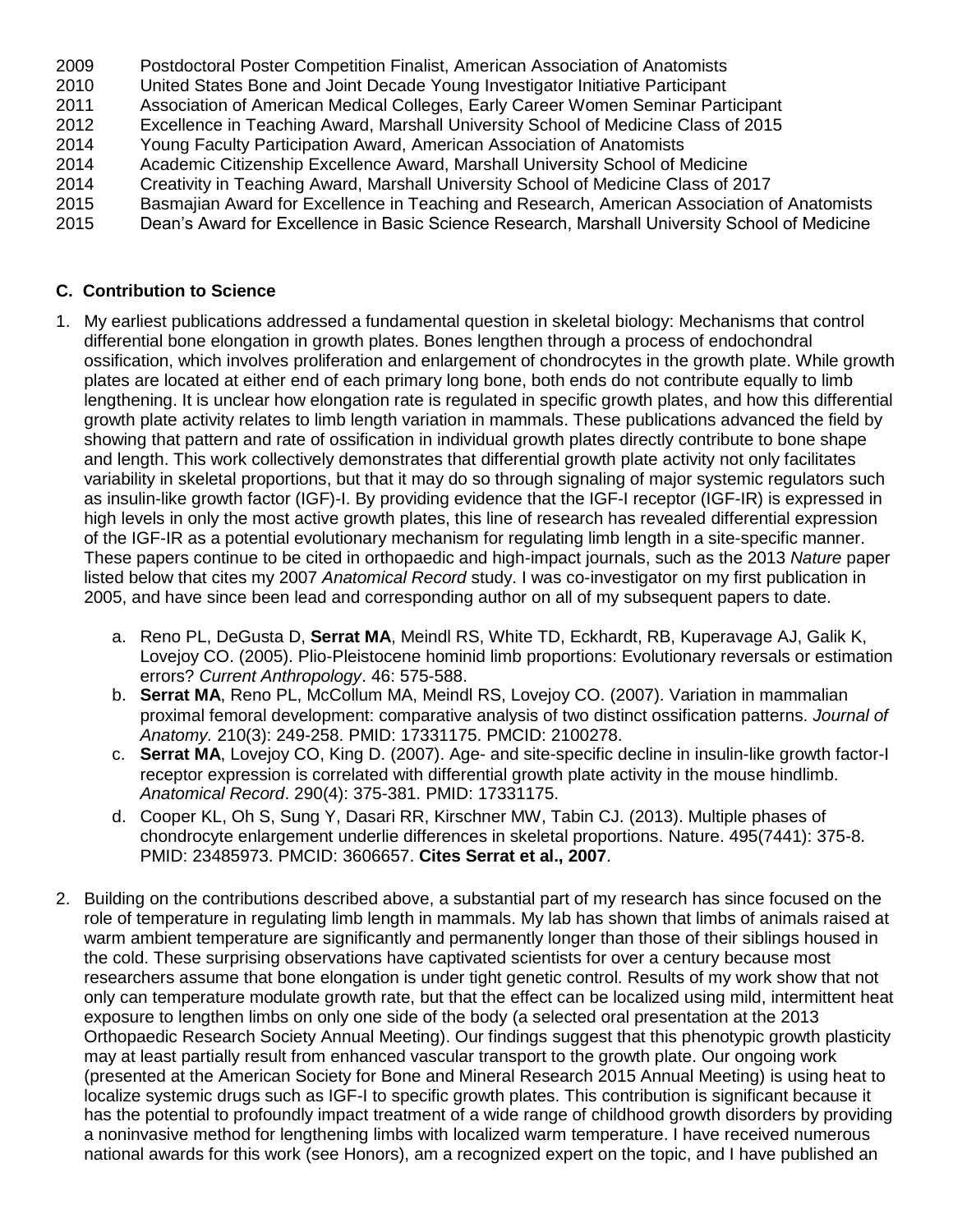2009 Postdoctoral Poster Competition Finalist, American Association of Anatomists
2010 United States Bone and Joint Decade Young Investigator Initiative Participant
2011 Association of American Medical Colleges, Early Career Women Seminar Participant
2012 Excellence in Teaching Award, Marshall University School of Medicine Class of 2015
2014 Young Faculty Participation Award, American Association of Anatomists
2014 Academic Citizenship Excellence Award, Marshall University School of Medicine
2014 Creativity in Teaching Award, Marshall University School of Medicine Class of 2017
2015 Basmajian Award for Excellence in Teaching and Research, American Association of Anatomists
2015 Dean's Award for Excellence in Basic Science Research, Marshall University School of Medicine

### C. Contribution to Science

1. My earliest publications addressed a fundamental question in skeletal biology: Mechanisms that control differential bone elongation in growth plates. Bones lengthen through a process of endochondral ossification, which involves proliferation and enlargement of chondrocytes in the growth plate. While growth plates are located at either end of each primary long bone, both ends do not contribute equally to limb lengthening. It is unclear how elongation rate is regulated in specific growth plates, and how this differential growth plate activity relates to limb length variation in mammals. These publications advanced the field by showing that pattern and rate of ossification in individual growth plates directly contribute to bone shape and length. This work collectively demonstrates that differential growth plate activity not only facilitates variability in skeletal proportions, but that it may do so through signaling of major systemic regulators such as insulin-like growth factor (IGF)-I. By providing evidence that the IGF-I receptor (IGF-IR) is expressed in high levels in only the most active growth plates, this line of research has revealed differential expression of the IGF-IR as a potential evolutionary mechanism for regulating limb length in a site-specific manner. These papers continue to be cited in orthopaedic and high-impact journals, such as the 2013 *Nature* paper listed below that cites my 2007 *Anatomical Record* study. I was co-investigator on my first publication in 2005, and have since been lead and corresponding author on all of my subsequent papers to date.

    a. Reno PL, DeGusta D, **Serrat MA**, Meindl RS, White TD, Eckhardt, RB, Kuperavage AJ, Galik K, Lovejoy CO. (2005). Plio-Pleistocene hominid limb proportions: Evolutionary reversals or estimation errors? *Current Anthropology*. 46: 575-588.
    b. **Serrat MA**, Reno PL, McCollum MA, Meindl RS, Lovejoy CO. (2007). Variation in mammalian proximal femoral development: comparative analysis of two distinct ossification patterns. *Journal of Anatomy.* 210(3): 249-258. PMID: 17331175. PMCID: 2100278.
    c. **Serrat MA**, Lovejoy CO, King D. (2007). Age- and site-specific decline in insulin-like growth factor-I receptor expression is correlated with differential growth plate activity in the mouse hindlimb. *Anatomical Record*. 290(4): 375-381. PMID: 17331175.
    d. Cooper KL, Oh S, Sung Y, Dasari RR, Kirschner MW, Tabin CJ. (2013). Multiple phases of chondrocyte enlargement underlie differences in skeletal proportions. Nature. 495(7441): 375-8. PMID: 23485973. PMCID: 3606657. **Cites Serrat et al., 2007**.

2. Building on the contributions described above, a substantial part of my research has since focused on the role of temperature in regulating limb length in mammals. My lab has shown that limbs of animals raised at warm ambient temperature are significantly and permanently longer than those of their siblings housed in the cold. These surprising observations have captivated scientists for over a century because most researchers assume that bone elongation is under tight genetic control. Results of my work show that not only can temperature modulate growth rate, but that the effect can be localized using mild, intermittent heat exposure to lengthen limbs on only one side of the body (a selected oral presentation at the 2013 Orthopaedic Research Society Annual Meeting). Our findings suggest that this phenotypic growth plasticity may at least partially result from enhanced vascular transport to the growth plate. Our ongoing work (presented at the American Society for Bone and Mineral Research 2015 Annual Meeting) is using heat to localize systemic drugs such as IGF-I to specific growth plates. This contribution is significant because it has the potential to profoundly impact treatment of a wide range of childhood growth disorders by providing a noninvasive method for lengthening limbs with localized warm temperature. I have received numerous national awards for this work (see Honors), am a recognized expert on the topic, and I have published an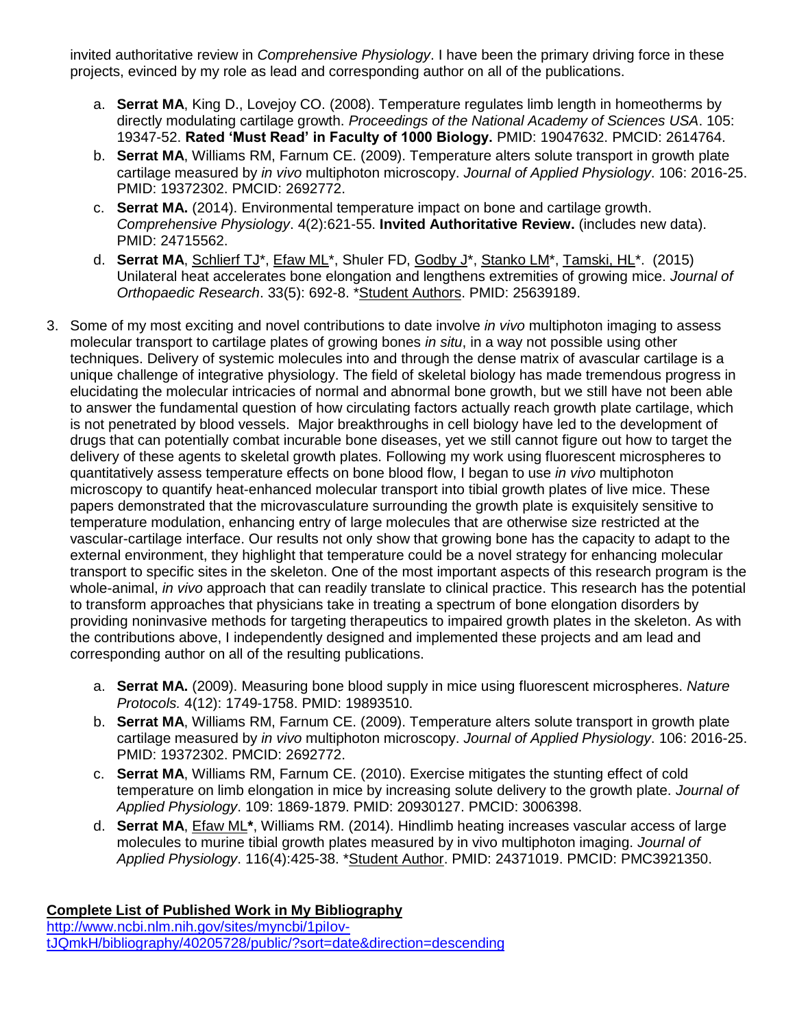invited authoritative review in *Comprehensive Physiology*. I have been the primary driving force in these projects, evinced by my role as lead and corresponding author on all of the publications.

a. **Serrat MA**, King D., Lovejoy CO. (2008). Temperature regulates limb length in homeotherms by directly modulating cartilage growth. *Proceedings of the National Academy of Sciences USA*. 105: 19347-52. **Rated 'Must Read' in Faculty of 1000 Biology.** PMID: 19047632. PMCID: 2614764.
b. **Serrat MA**, Williams RM, Farnum CE. (2009). Temperature alters solute transport in growth plate cartilage measured by *in vivo* multiphoton microscopy. *Journal of Applied Physiology*. 106: 2016-25. PMID: 19372302. PMCID: 2692772.
c. **Serrat MA.** (2014). Environmental temperature impact on bone and cartilage growth. *Comprehensive Physiology*. 4(2):621-55. **Invited Authoritative Review.** (includes new data). PMID: 24715562.
d. **Serrat MA**, <u>Schlierf TJ</u>*, <u>Efaw ML</u>*, Shuler FD, <u>Godby J</u>*, <u>Stanko LM</u>*, <u>Tamski, HL</u>*. (2015) Unilateral heat accelerates bone elongation and lengthens extremities of growing mice. *Journal of Orthopaedic Research*. 33(5): 692-8. *<u>Student Authors</u>. PMID: 25639189.

3. Some of my most exciting and novel contributions to date involve *in vivo* multiphoton imaging to assess molecular transport to cartilage plates of growing bones *in situ*, in a way not possible using other techniques. Delivery of systemic molecules into and through the dense matrix of avascular cartilage is a unique challenge of integrative physiology. The field of skeletal biology has made tremendous progress in elucidating the molecular intricacies of normal and abnormal bone growth, but we still have not been able to answer the fundamental question of how circulating factors actually reach growth plate cartilage, which is not penetrated by blood vessels. Major breakthroughs in cell biology have led to the development of drugs that can potentially combat incurable bone diseases, yet we still cannot figure out how to target the delivery of these agents to skeletal growth plates. Following my work using fluorescent microspheres to quantitatively assess temperature effects on bone blood flow, I began to use *in vivo* multiphoton microscopy to quantify heat-enhanced molecular transport into tibial growth plates of live mice. These papers demonstrated that the microvasculature surrounding the growth plate is exquisitely sensitive to temperature modulation, enhancing entry of large molecules that are otherwise size restricted at the vascular-cartilage interface. Our results not only show that growing bone has the capacity to adapt to the external environment, they highlight that temperature could be a novel strategy for enhancing molecular transport to specific sites in the skeleton. One of the most important aspects of this research program is the whole-animal, *in vivo* approach that can readily translate to clinical practice. This research has the potential to transform approaches that physicians take in treating a spectrum of bone elongation disorders by providing noninvasive methods for targeting therapeutics to impaired growth plates in the skeleton. As with the contributions above, I independently designed and implemented these projects and am lead and corresponding author on all of the resulting publications.

   a. **Serrat MA.** (2009). Measuring bone blood supply in mice using fluorescent microspheres. *Nature Protocols.* 4(12): 1749-1758. PMID: 19893510.
   b. **Serrat MA**, Williams RM, Farnum CE. (2009). Temperature alters solute transport in growth plate cartilage measured by *in vivo* multiphoton microscopy. *Journal of Applied Physiology*. 106: 2016-25. PMID: 19372302. PMCID: 2692772.
   c. **Serrat MA**, Williams RM, Farnum CE. (2010). Exercise mitigates the stunting effect of cold temperature on limb elongation in mice by increasing solute delivery to the growth plate. *Journal of Applied Physiology*. 109: 1869-1879. PMID: 20930127. PMCID: 3006398.
   d. **Serrat MA**, <u>Efaw ML</u>**\***, Williams RM. (2014). Hindlimb heating increases vascular access of large molecules to murine tibial growth plates measured by in vivo multiphoton imaging. *Journal of Applied Physiology*. 116(4):425-38. *<u>Student Author</u>. PMID: 24371019. PMCID: PMC3921350.

**<u>Complete List of Published Work in My Bibliography</u>**
http://www.ncbi.nlm.nih.gov/sites/myncbi/1piIov-tJQmkH/bibliography/40205728/public/?sort=date&direction=descending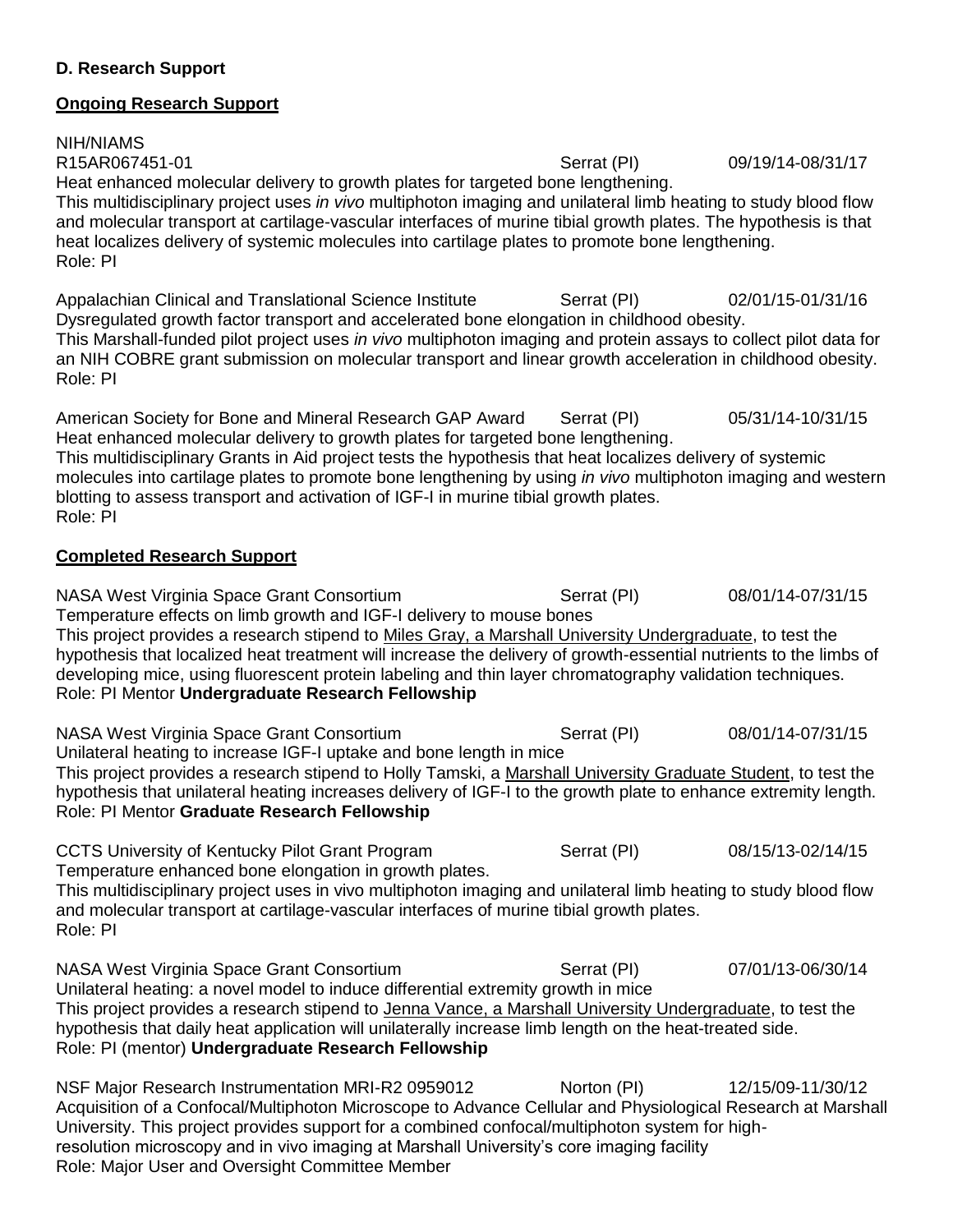**D. Research Support**

**Ongoing Research Support**

NIH/NIAMS
R15AR067451-01 Serrat (PI) 09/19/14-08/31/17
Heat enhanced molecular delivery to growth plates for targeted bone lengthening.
This multidisciplinary project uses *in vivo* multiphoton imaging and unilateral limb heating to study blood flow and molecular transport at cartilage-vascular interfaces of murine tibial growth plates. The hypothesis is that heat localizes delivery of systemic molecules into cartilage plates to promote bone lengthening.
Role: PI

Appalachian Clinical and Translational Science Institute Serrat (PI) 02/01/15-01/31/16
Dysregulated growth factor transport and accelerated bone elongation in childhood obesity.
This Marshall-funded pilot project uses *in vivo* multiphoton imaging and protein assays to collect pilot data for an NIH COBRE grant submission on molecular transport and linear growth acceleration in childhood obesity.
Role: PI

American Society for Bone and Mineral Research GAP Award Serrat (PI) 05/31/14-10/31/15
Heat enhanced molecular delivery to growth plates for targeted bone lengthening.
This multidisciplinary Grants in Aid project tests the hypothesis that heat localizes delivery of systemic molecules into cartilage plates to promote bone lengthening by using *in vivo* multiphoton imaging and western blotting to assess transport and activation of IGF-I in murine tibial growth plates.
Role: PI

**Completed Research Support**

NASA West Virginia Space Grant Consortium Serrat (PI) 08/01/14-07/31/15
Temperature effects on limb growth and IGF-I delivery to mouse bones
This project provides a research stipend to Miles Gray, a Marshall University Undergraduate, to test the hypothesis that localized heat treatment will increase the delivery of growth-essential nutrients to the limbs of developing mice, using fluorescent protein labeling and thin layer chromatography validation techniques.
Role: PI Mentor **Undergraduate Research Fellowship**

NASA West Virginia Space Grant Consortium Serrat (PI) 08/01/14-07/31/15
Unilateral heating to increase IGF-I uptake and bone length in mice
This project provides a research stipend to Holly Tamski, a Marshall University Graduate Student, to test the hypothesis that unilateral heating increases delivery of IGF-I to the growth plate to enhance extremity length.
Role: PI Mentor **Graduate Research Fellowship**

CCTS University of Kentucky Pilot Grant Program Serrat (PI) 08/15/13-02/14/15
Temperature enhanced bone elongation in growth plates.
This multidisciplinary project uses in vivo multiphoton imaging and unilateral limb heating to study blood flow and molecular transport at cartilage-vascular interfaces of murine tibial growth plates.
Role: PI

NASA West Virginia Space Grant Consortium Serrat (PI) 07/01/13-06/30/14
Unilateral heating: a novel model to induce differential extremity growth in mice
This project provides a research stipend to Jenna Vance, a Marshall University Undergraduate, to test the hypothesis that daily heat application will unilaterally increase limb length on the heat-treated side.
Role: PI (mentor) **Undergraduate Research Fellowship**

NSF Major Research Instrumentation MRI-R2 0959012 Norton (PI) 12/15/09-11/30/12
Acquisition of a Confocal/Multiphoton Microscope to Advance Cellular and Physiological Research at Marshall University. This project provides support for a combined confocal/multiphoton system for high-resolution microscopy and in vivo imaging at Marshall University's core imaging facility
Role: Major User and Oversight Committee Member